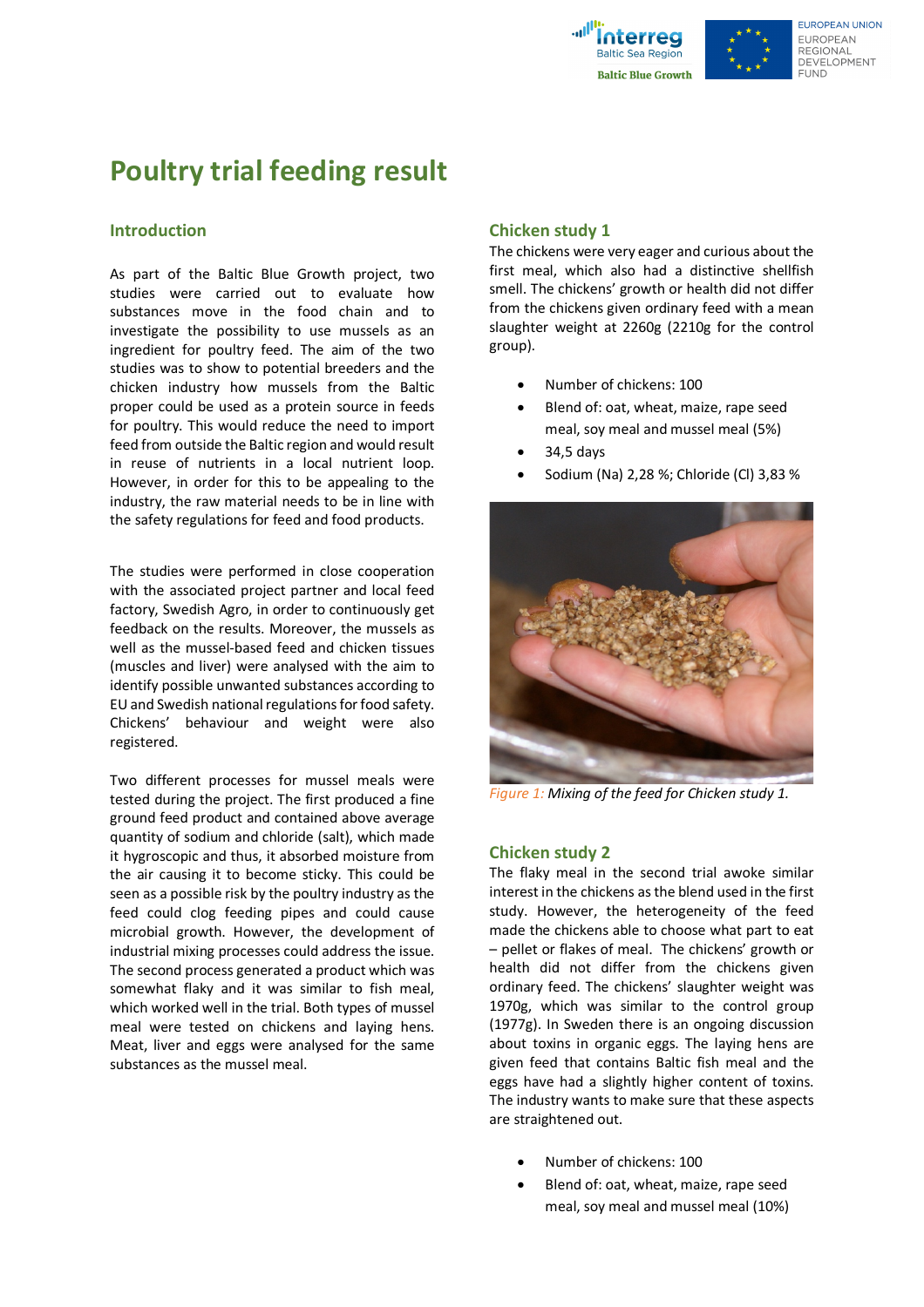# Poultry trial feeding result

## Introduction

As part of the Baltic Blue Growth project, two studies were carried out to evaluate how substances move in the food chain and to investigate the possibility to use mussels as an ingredient for poultry feed. The aim of the two studies was to show to potential breeders and the chicken industry how mussels from the Baltic proper could be used as a protein source in feeds for poultry. This would reduce the need to import feed from outside the Baltic region and would result in reuse of nutrients in a local nutrient loop. However, in order for this to be appealing to the industry, the raw material needs to be in line with the safety regulations for feed and food products.

The studies were performed in close cooperation with the associated project partner and local feed factory, Swedish Agro, in order to continuously get feedback on the results. Moreover, the mussels as well as the mussel-based feed and chicken tissues (muscles and liver) were analysed with the aim to identify possible unwanted substances according to EU and Swedish national regulations for food safety. Chickens' behaviour and weight were also registered.

Two different processes for mussel meals were tested during the project. The first produced a fine ground feed product and contained above average quantity of sodium and chloride (salt), which made it hygroscopic and thus, it absorbed moisture from the air causing it to become sticky. This could be seen as a possible risk by the poultry industry as the feed could clog feeding pipes and could cause microbial growth. However, the development of industrial mixing processes could address the issue. The second process generated a product which was somewhat flaky and it was similar to fish meal, which worked well in the trial. Both types of mussel meal were tested on chickens and laying hens. Meat, liver and eggs were analysed for the same substances as the mussel meal.

## Chicken study 1

The chickens were very eager and curious about the first meal, which also had a distinctive shellfish smell. The chickens' growth or health did not differ from the chickens given ordinary feed with a mean slaughter weight at 2260g (2210g for the control group).

- Number of chickens: 100
- Blend of: oat, wheat, maize, rape seed meal, soy meal and mussel meal (5%)
- 34,5 days
- Sodium (Na) 2,28 %; Chloride (Cl) 3,83 %

*Figure 1: Mixing of the feed for Chicken study 1.*

## Chicken study 2

The flaky meal in the second trial awoke similar interest in the chickens as the blend used in the first study. However, the heterogeneity of the feed made the chickens able to choose what part to eat – pellet or flakes of meal. The chickens' growth or health did not differ from the chickens given ordinary feed. The chickens' slaughter weight was 1970g, which was similar to the control group (1977g). In Sweden there is an ongoing discussion about toxins in organic eggs. The laying hens are given feed that contains Baltic fish meal and the eggs have had a slightly higher content of toxins. The industry wants to make sure that these aspects are straightened out.

- Number of chickens: 100
- Blend of: oat, wheat, maize, rape seed meal, soy meal and mussel meal (10%)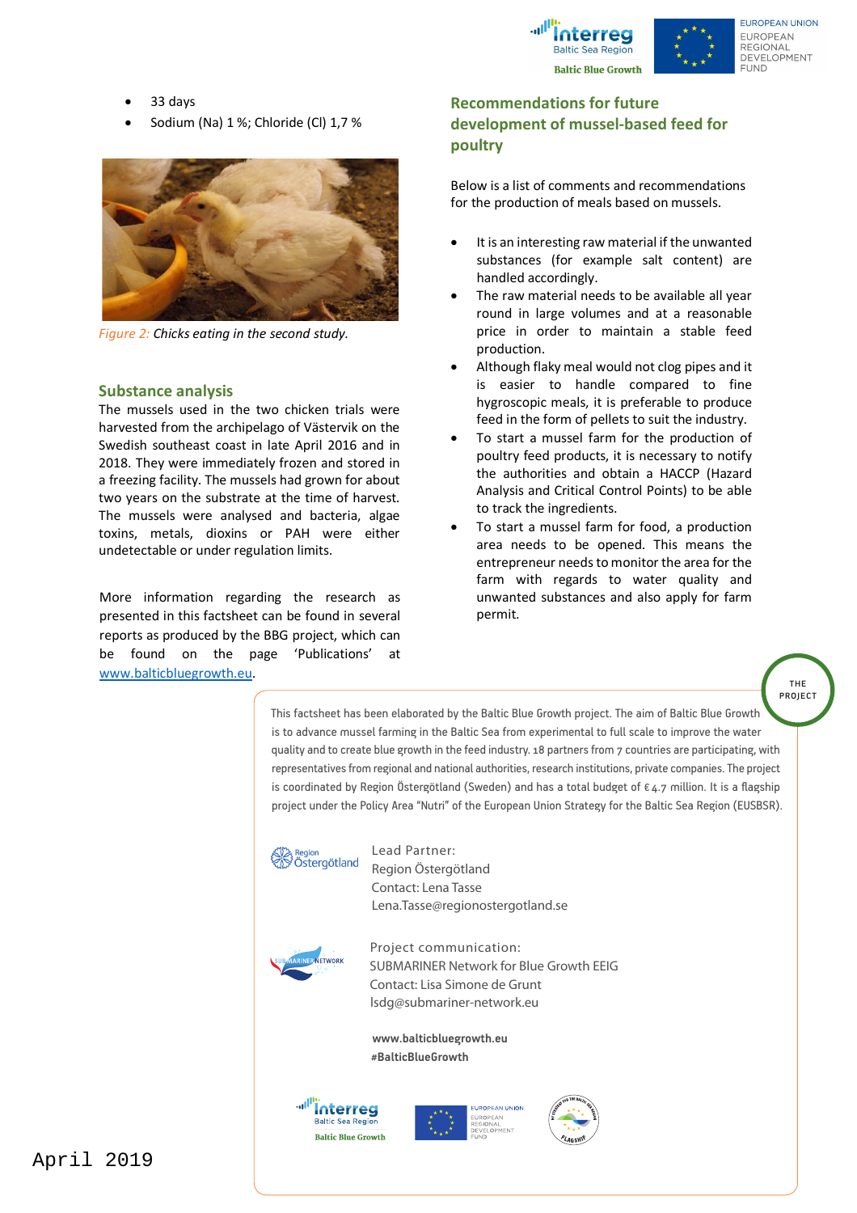- 33 days
- Sodium (Na) 1 %; Chloride (Cl) 1,7 %

*Figure 2: Chicks eating in the second study.*

## Substance analysis

The mussels used in the two chicken trials were harvested from the archipelago of Västervik on the Swedish southeast coast in late April 2016 and in 2018. They were immediately frozen and stored in a freezing facility. The mussels had grown for about two years on the substrate at the time of harvest. The mussels were analysed and bacteria, algae toxins, metals, dioxins or PAH were either undetectable or under regulation limits.

More information regarding the research as presented in this factsheet can be found in several reports as produced by the BBG project, which can be found on the page 'Publications' at www.balticbluegrowth.eu.

## Recommendations for future development of mussel-based feed for poultry

Below is a list of comments and recommendations for the production of meals based on mussels.

- It is an interesting raw material if the unwanted substances (for example salt content) are handled accordingly.
- The raw material needs to be available all year round in large volumes and at a reasonable price in order to maintain a stable feed production.
- Although flaky meal would not clog pipes and it is easier to handle compared to fine hygroscopic meals, it is preferable to produce feed in the form of pellets to suit the industry.
- To start a mussel farm for the production of poultry feed products, it is necessary to notify the authorities and obtain a HACCP (Hazard Analysis and Critical Control Points) to be able to track the ingredients.
- To start a mussel farm for food, a production area needs to be opened. This means the entrepreneur needs to monitor the area for the farm with regards to water quality and unwanted substances and also apply for farm permit.

THE PROJECT

This factsheet has been elaborated by the Baltic Blue Growth project. The aim of Baltic Blue Growth is to advance mussel farming in the Baltic Sea from experimental to full scale to improve the water quality and to create blue growth in the feed industry. 18 partners from 7 countries are participating, with representatives from regional and national authorities, research institutions, private companies. The project is coordinated by Region Östergötland (Sweden) and has a total budget of € 4.7 million. It is a flagship project under the Policy Area "Nutri" of the European Union Strategy for the Baltic Sea Region (EUSBSR).

Lead Partner:
Region Östergötland
Contact: Lena Tasse
Lena.Tasse@regionostergotland.se

Project communication:
SUBMARINER Network for Blue Growth EEIG
Contact: Lisa Simone de Grunt
lsdg@submariner-network.eu

**www.balticbluegrowth.eu**
**#BalticBlueGrowth**

April 2019